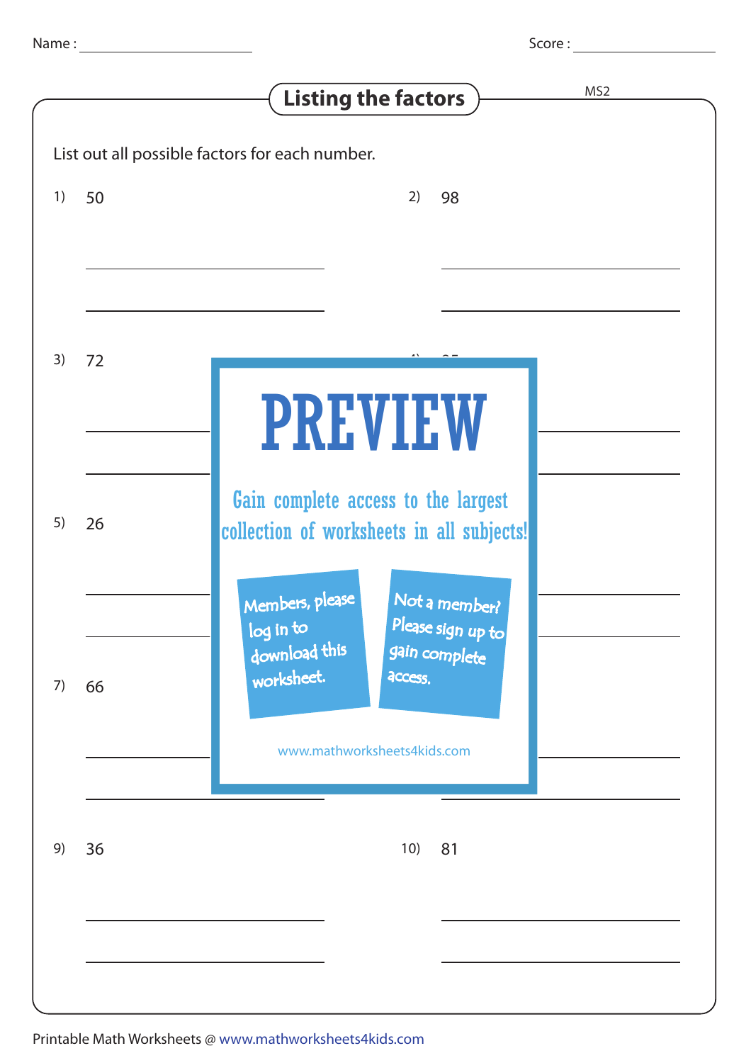Name : ____________________ Score : ____________________

# Listing the factors

MS2

List out all possible factors for each number.

1) 50

2) 98

3) 72

4)

5) 26

6)

7) 66

8)

9) 36

10) 81

PREVIEW

Gain complete access to the largest collection of worksheets in all subjects!

Members, please log in to download this worksheet.

Not a member? Please sign up to gain complete access.

www.mathworksheets4kids.com

Printable Math Worksheets @ www.mathworksheets4kids.com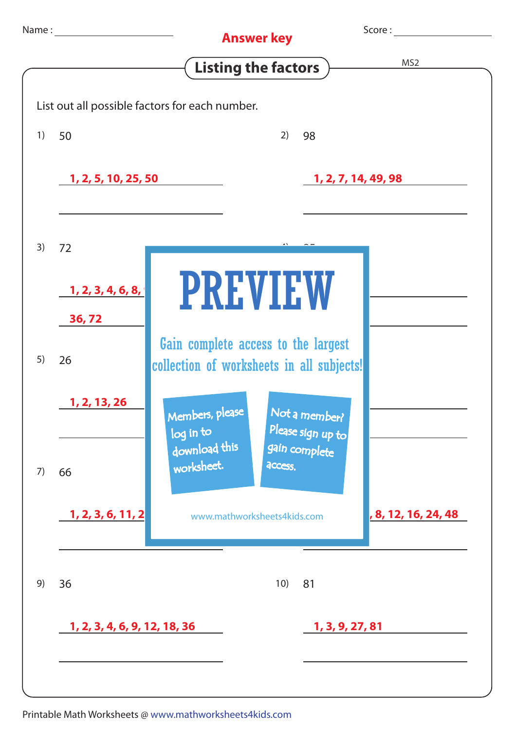Name : ____________________

**Answer key**

Score : ____________________

# Listing the factors

MS2

List out all possible factors for each number.

1) 50

**1, 2, 5, 10, 25, 50**

2) 98

**1, 2, 7, 14, 49, 98**

3) 72

**1, 2, 3, 4, 6, 8,**

**36, 72**

5) 26

**1, 2, 13, 26**

7) 66

**1, 2, 3, 6, 11, 2**

**, 8, 12, 16, 24, 48**

PREVIEW

Gain complete access to the largest collection of worksheets in all subjects!

Members, please log in to download this worksheet.

Not a member? Please sign up to gain complete access.

www.mathworksheets4kids.com

9) 36

**1, 2, 3, 4, 6, 9, 12, 18, 36**

10) 81

**1, 3, 9, 27, 81**

Printable Math Worksheets @ www.mathworksheets4kids.com